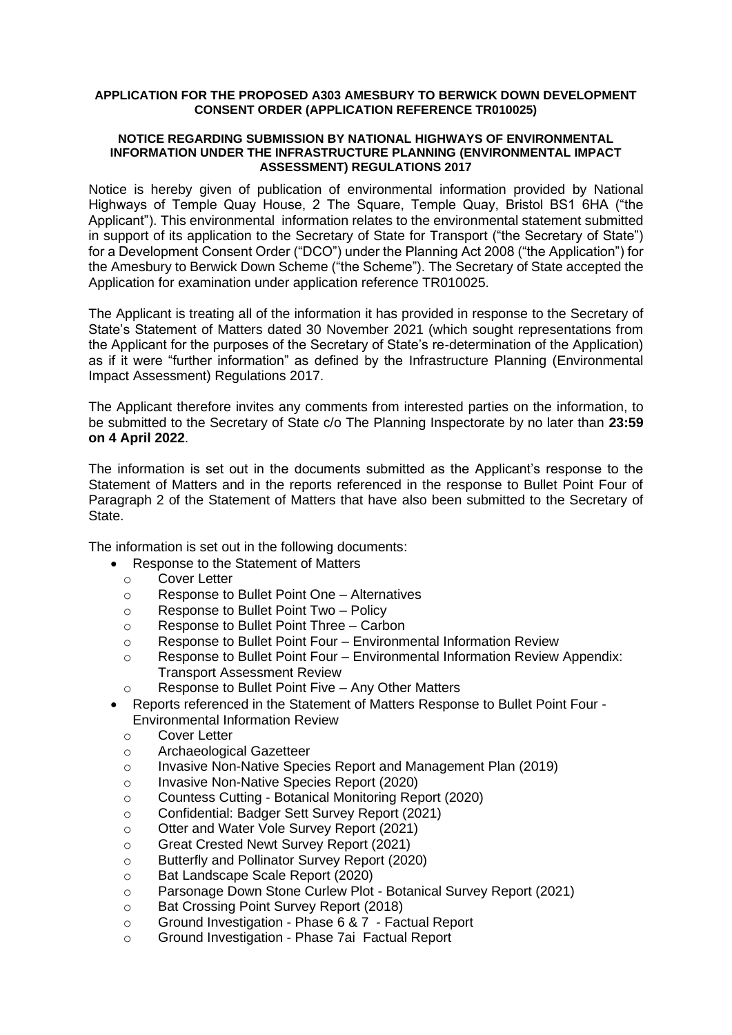**APPLICATION FOR THE PROPOSED A303 AMESBURY TO BERWICK DOWN DEVELOPMENT CONSENT ORDER (APPLICATION REFERENCE TR010025)**

**NOTICE REGARDING SUBMISSION BY NATIONAL HIGHWAYS OF ENVIRONMENTAL INFORMATION UNDER THE INFRASTRUCTURE PLANNING (ENVIRONMENTAL IMPACT ASSESSMENT) REGULATIONS 2017**

Notice is hereby given of publication of environmental information provided by National Highways of Temple Quay House, 2 The Square, Temple Quay, Bristol BS1 6HA ("the Applicant"). This environmental information relates to the environmental statement submitted in support of its application to the Secretary of State for Transport ("the Secretary of State") for a Development Consent Order ("DCO") under the Planning Act 2008 ("the Application") for the Amesbury to Berwick Down Scheme ("the Scheme"). The Secretary of State accepted the Application for examination under application reference TR010025.

The Applicant is treating all of the information it has provided in response to the Secretary of State's Statement of Matters dated 30 November 2021 (which sought representations from the Applicant for the purposes of the Secretary of State's re-determination of the Application) as if it were "further information" as defined by the Infrastructure Planning (Environmental Impact Assessment) Regulations 2017.

The Applicant therefore invites any comments from interested parties on the information, to be submitted to the Secretary of State c/o The Planning Inspectorate by no later than **23:59 on 4 April 2022**.

The information is set out in the documents submitted as the Applicant's response to the Statement of Matters and in the reports referenced in the response to Bullet Point Four of Paragraph 2 of the Statement of Matters that have also been submitted to the Secretary of State.

The information is set out in the following documents:

- Response to the Statement of Matters
  - Cover Letter
  - Response to Bullet Point One – Alternatives
  - Response to Bullet Point Two – Policy
  - Response to Bullet Point Three – Carbon
  - Response to Bullet Point Four – Environmental Information Review
  - Response to Bullet Point Four – Environmental Information Review Appendix: Transport Assessment Review
  - Response to Bullet Point Five – Any Other Matters
- Reports referenced in the Statement of Matters Response to Bullet Point Four - Environmental Information Review
  - Cover Letter
  - Archaeological Gazetteer
  - Invasive Non-Native Species Report and Management Plan (2019)
  - Invasive Non-Native Species Report (2020)
  - Countess Cutting - Botanical Monitoring Report (2020)
  - Confidential: Badger Sett Survey Report (2021)
  - Otter and Water Vole Survey Report (2021)
  - Great Crested Newt Survey Report (2021)
  - Butterfly and Pollinator Survey Report (2020)
  - Bat Landscape Scale Report (2020)
  - Parsonage Down Stone Curlew Plot - Botanical Survey Report (2021)
  - Bat Crossing Point Survey Report (2018)
  - Ground Investigation - Phase 6 & 7 - Factual Report
  - Ground Investigation - Phase 7ai Factual Report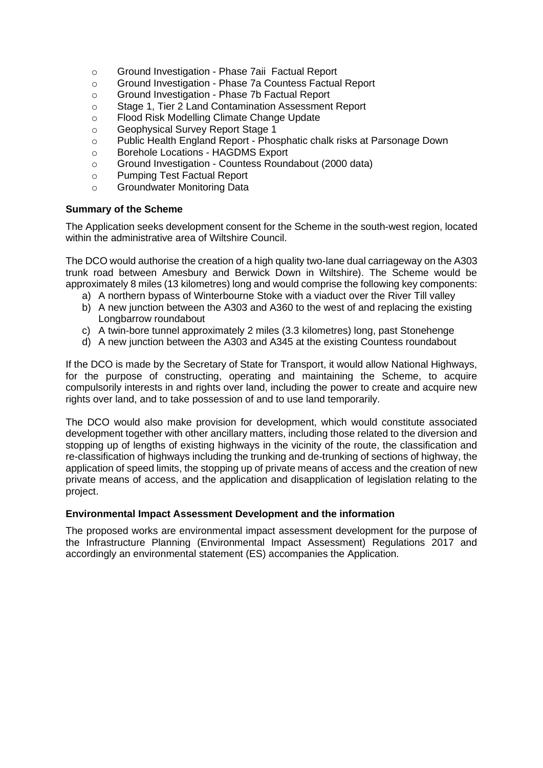- Ground Investigation - Phase 7aii Factual Report
- Ground Investigation - Phase 7a Countess Factual Report
- Ground Investigation - Phase 7b Factual Report
- Stage 1, Tier 2 Land Contamination Assessment Report
- Flood Risk Modelling Climate Change Update
- Geophysical Survey Report Stage 1
- Public Health England Report - Phosphatic chalk risks at Parsonage Down
- Borehole Locations - HAGDMS Export
- Ground Investigation - Countess Roundabout (2000 data)
- Pumping Test Factual Report
- Groundwater Monitoring Data

**Summary of the Scheme**

The Application seeks development consent for the Scheme in the south-west region, located within the administrative area of Wiltshire Council.

The DCO would authorise the creation of a high quality two-lane dual carriageway on the A303 trunk road between Amesbury and Berwick Down in Wiltshire). The Scheme would be approximately 8 miles (13 kilometres) long and would comprise the following key components:

a) A northern bypass of Winterbourne Stoke with a viaduct over the River Till valley
b) A new junction between the A303 and A360 to the west of and replacing the existing Longbarrow roundabout
c) A twin-bore tunnel approximately 2 miles (3.3 kilometres) long, past Stonehenge
d) A new junction between the A303 and A345 at the existing Countess roundabout

If the DCO is made by the Secretary of State for Transport, it would allow National Highways, for the purpose of constructing, operating and maintaining the Scheme, to acquire compulsorily interests in and rights over land, including the power to create and acquire new rights over land, and to take possession of and to use land temporarily.

The DCO would also make provision for development, which would constitute associated development together with other ancillary matters, including those related to the diversion and stopping up of lengths of existing highways in the vicinity of the route, the classification and re-classification of highways including the trunking and de-trunking of sections of highway, the application of speed limits, the stopping up of private means of access and the creation of new private means of access, and the application and disapplication of legislation relating to the project.

**Environmental Impact Assessment Development and the information**

The proposed works are environmental impact assessment development for the purpose of the Infrastructure Planning (Environmental Impact Assessment) Regulations 2017 and accordingly an environmental statement (ES) accompanies the Application.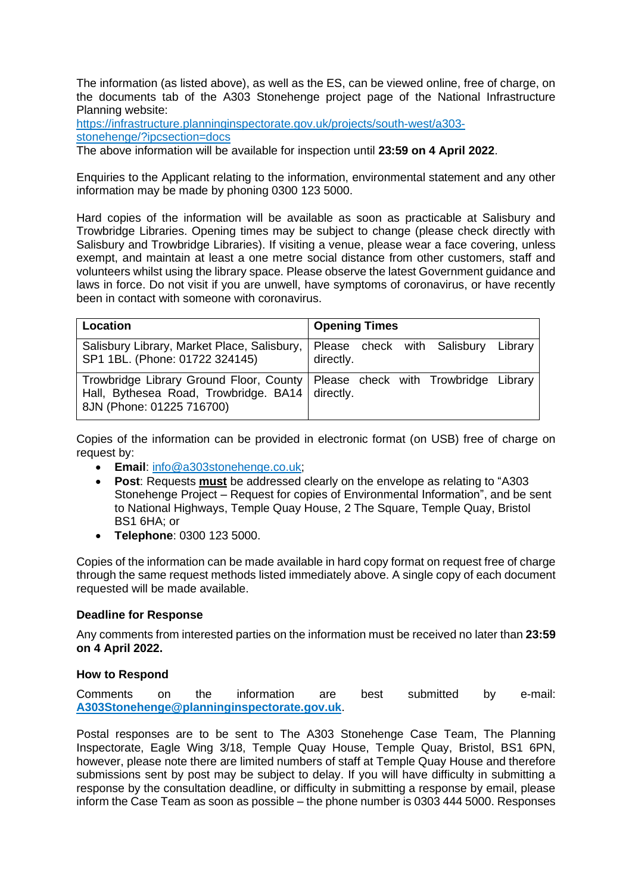The information (as listed above), as well as the ES, can be viewed online, free of charge, on the documents tab of the A303 Stonehenge project page of the National Infrastructure Planning website:
[https://infrastructure.planninginspectorate.gov.uk/projects/south-west/a303-stonehenge/?ipcsection=docs](https://infrastructure.planninginspectorate.gov.uk/projects/south-west/a303-stonehenge/?ipcsection=docs)
The above information will be available for inspection until **23:59 on 4 April 2022**.

Enquiries to the Applicant relating to the information, environmental statement and any other information may be made by phoning 0300 123 5000.

Hard copies of the information will be available as soon as practicable at Salisbury and Trowbridge Libraries. Opening times may be subject to change (please check directly with Salisbury and Trowbridge Libraries). If visiting a venue, please wear a face covering, unless exempt, and maintain at least a one metre social distance from other customers, staff and volunteers whilst using the library space. Please observe the latest Government guidance and laws in force. Do not visit if you are unwell, have symptoms of coronavirus, or have recently been in contact with someone with coronavirus.

| **Location** | **Opening Times** |
|---|---|
| Salisbury Library, Market Place, Salisbury, SP1 1BL. (Phone: 01722 324145) | Please check with Salisbury Library directly. |
| Trowbridge Library Ground Floor, County Hall, Bythesea Road, Trowbridge. BA14 8JN (Phone: 01225 716700) | Please check with Trowbridge Library directly. |

Copies of the information can be provided in electronic format (on USB) free of charge on request by:

- **Email**: [info@a303stonehenge.co.uk](mailto:info@a303stonehenge.co.uk);
- **Post**: Requests **must** be addressed clearly on the envelope as relating to "A303 Stonehenge Project – Request for copies of Environmental Information", and be sent to National Highways, Temple Quay House, 2 The Square, Temple Quay, Bristol BS1 6HA; or
- **Telephone**: 0300 123 5000.

Copies of the information can be made available in hard copy format on request free of charge through the same request methods listed immediately above. A single copy of each document requested will be made available.

### Deadline for Response

Any comments from interested parties on the information must be received no later than **23:59 on 4 April 2022.**

### How to Respond

Comments on the information are best submitted by e-mail: **[A303Stonehenge@planninginspectorate.gov.uk](mailto:A303Stonehenge@planninginspectorate.gov.uk)**.

Postal responses are to be sent to The A303 Stonehenge Case Team, The Planning Inspectorate, Eagle Wing 3/18, Temple Quay House, Temple Quay, Bristol, BS1 6PN, however, please note there are limited numbers of staff at Temple Quay House and therefore submissions sent by post may be subject to delay. If you will have difficulty in submitting a response by the consultation deadline, or difficulty in submitting a response by email, please inform the Case Team as soon as possible – the phone number is 0303 444 5000. Responses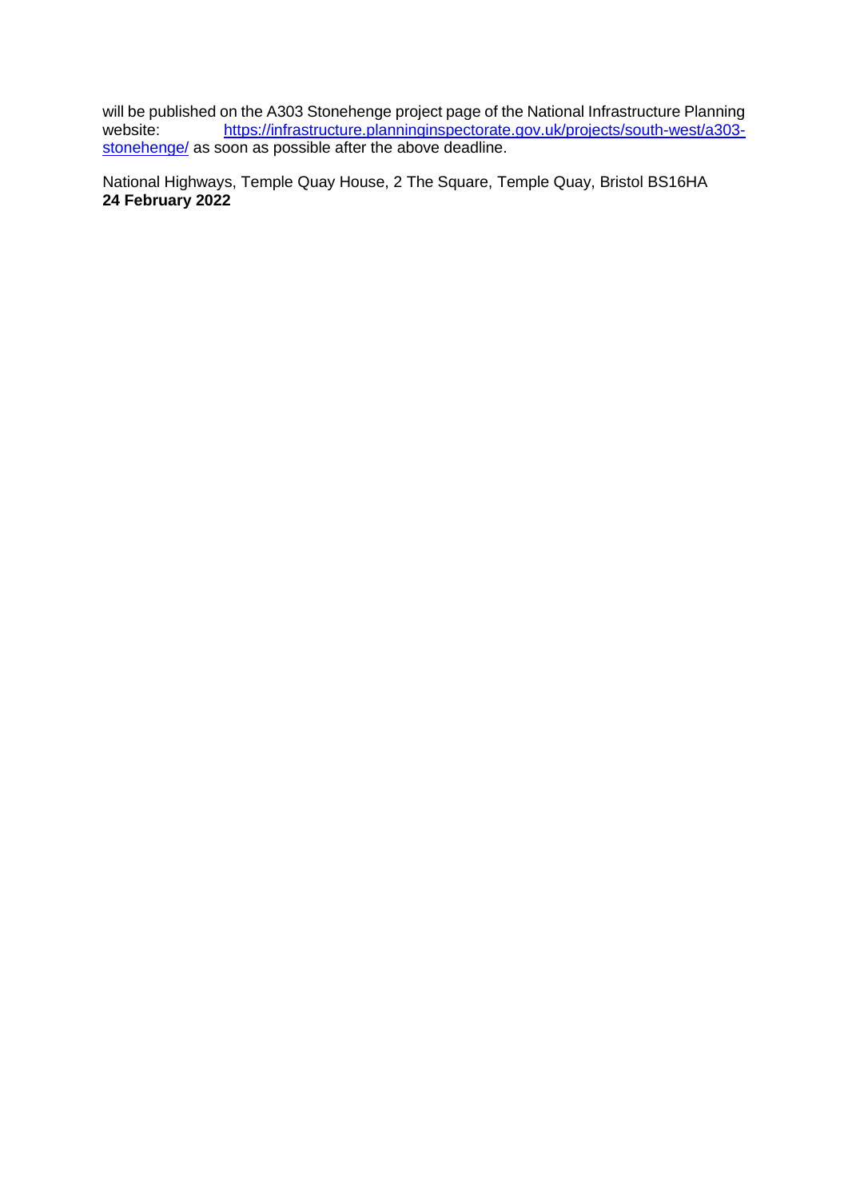will be published on the A303 Stonehenge project page of the National Infrastructure Planning website: https://infrastructure.planninginspectorate.gov.uk/projects/south-west/a303-stonehenge/ as soon as possible after the above deadline.

National Highways, Temple Quay House, 2 The Square, Temple Quay, Bristol BS16HA
**24 February 2022**